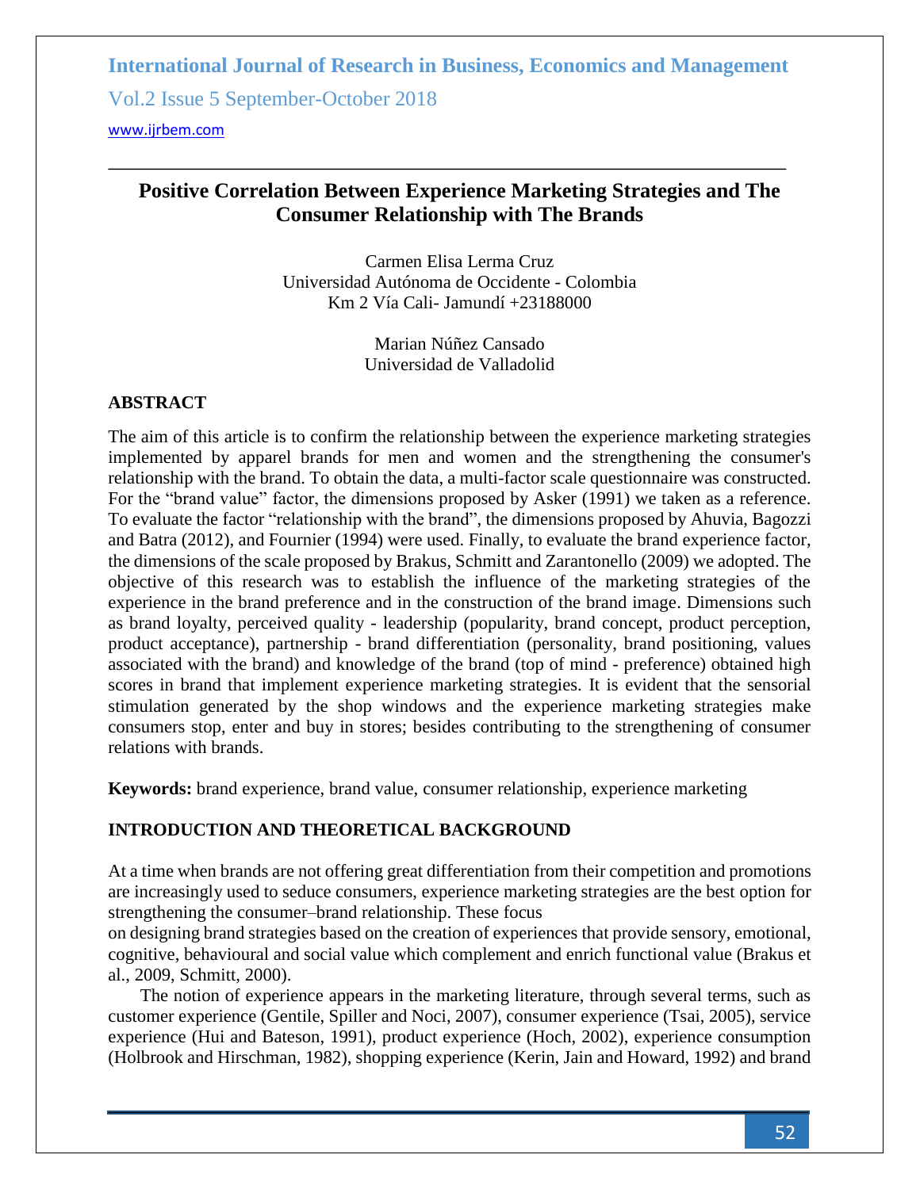# Positive Correlation Between Experience Marketing Strategies and The Consumer Relationship with The Brands

Carmen Elisa Lerma Cruz
Universidad Autónoma de Occidente - Colombia
Km 2 Vía Cali- Jamundí +23188000

Marian Núñez Cansado
Universidad de Valladolid

## ABSTRACT

The aim of this article is to confirm the relationship between the experience marketing strategies implemented by apparel brands for men and women and the strengthening the consumer's relationship with the brand. To obtain the data, a multi-factor scale questionnaire was constructed. For the "brand value" factor, the dimensions proposed by Asker (1991) we taken as a reference. To evaluate the factor "relationship with the brand", the dimensions proposed by Ahuvia, Bagozzi and Batra (2012), and Fournier (1994) were used. Finally, to evaluate the brand experience factor, the dimensions of the scale proposed by Brakus, Schmitt and Zarantonello (2009) we adopted. The objective of this research was to establish the influence of the marketing strategies of the experience in the brand preference and in the construction of the brand image. Dimensions such as brand loyalty, perceived quality - leadership (popularity, brand concept, product perception, product acceptance), partnership - brand differentiation (personality, brand positioning, values associated with the brand) and knowledge of the brand (top of mind - preference) obtained high scores in brand that implement experience marketing strategies. It is evident that the sensorial stimulation generated by the shop windows and the experience marketing strategies make consumers stop, enter and buy in stores; besides contributing to the strengthening of consumer relations with brands.

**Keywords:** brand experience, brand value, consumer relationship, experience marketing

## INTRODUCTION AND THEORETICAL BACKGROUND

At a time when brands are not offering great differentiation from their competition and promotions are increasingly used to seduce consumers, experience marketing strategies are the best option for strengthening the consumer–brand relationship. These focus on designing brand strategies based on the creation of experiences that provide sensory, emotional, cognitive, behavioural and social value which complement and enrich functional value (Brakus et al., 2009, Schmitt, 2000).

The notion of experience appears in the marketing literature, through several terms, such as customer experience (Gentile, Spiller and Noci, 2007), consumer experience (Tsai, 2005), service experience (Hui and Bateson, 1991), product experience (Hoch, 2002), experience consumption (Holbrook and Hirschman, 1982), shopping experience (Kerin, Jain and Howard, 1992) and brand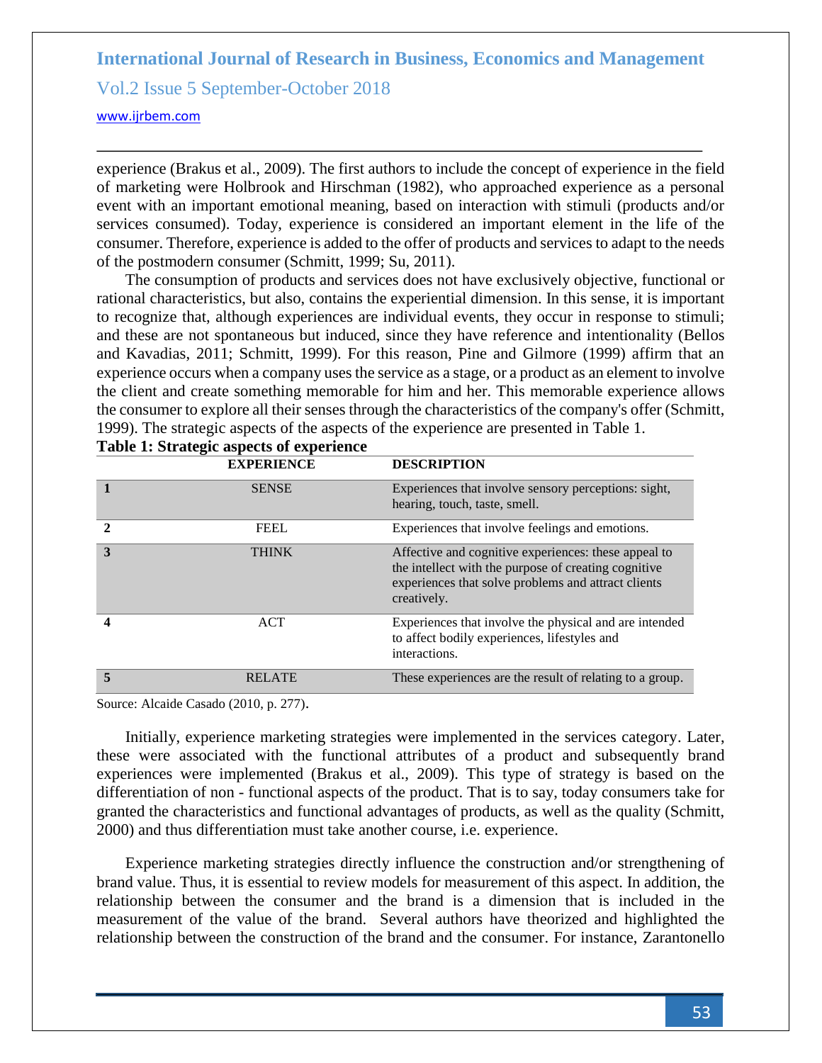experience (Brakus et al., 2009). The first authors to include the concept of experience in the field of marketing were Holbrook and Hirschman (1982), who approached experience as a personal event with an important emotional meaning, based on interaction with stimuli (products and/or services consumed). Today, experience is considered an important element in the life of the consumer. Therefore, experience is added to the offer of products and services to adapt to the needs of the postmodern consumer (Schmitt, 1999; Su, 2011).

The consumption of products and services does not have exclusively objective, functional or rational characteristics, but also, contains the experiential dimension. In this sense, it is important to recognize that, although experiences are individual events, they occur in response to stimuli; and these are not spontaneous but induced, since they have reference and intentionality (Bellos and Kavadias, 2011; Schmitt, 1999). For this reason, Pine and Gilmore (1999) affirm that an experience occurs when a company uses the service as a stage, or a product as an element to involve the client and create something memorable for him and her. This memorable experience allows the consumer to explore all their senses through the characteristics of the company's offer (Schmitt, 1999). The strategic aspects of the aspects of the experience are presented in Table 1.

**Table 1: Strategic aspects of experience**

| | EXPERIENCE | DESCRIPTION |
|---|---|---|
| **1** | SENSE | Experiences that involve sensory perceptions: sight, hearing, touch, taste, smell. |
| **2** | FEEL | Experiences that involve feelings and emotions. |
| **3** | THINK | Affective and cognitive experiences: these appeal to the intellect with the purpose of creating cognitive experiences that solve problems and attract clients creatively. |
| **4** | ACT | Experiences that involve the physical and are intended to affect bodily experiences, lifestyles and interactions. |
| **5** | RELATE | These experiences are the result of relating to a group. |

Source: Alcaide Casado (2010, p. 277).

Initially, experience marketing strategies were implemented in the services category. Later, these were associated with the functional attributes of a product and subsequently brand experiences were implemented (Brakus et al., 2009). This type of strategy is based on the differentiation of non - functional aspects of the product. That is to say, today consumers take for granted the characteristics and functional advantages of products, as well as the quality (Schmitt, 2000) and thus differentiation must take another course, i.e. experience.

Experience marketing strategies directly influence the construction and/or strengthening of brand value. Thus, it is essential to review models for measurement of this aspect. In addition, the relationship between the consumer and the brand is a dimension that is included in the measurement of the value of the brand. Several authors have theorized and highlighted the relationship between the construction of the brand and the consumer. For instance, Zarantonello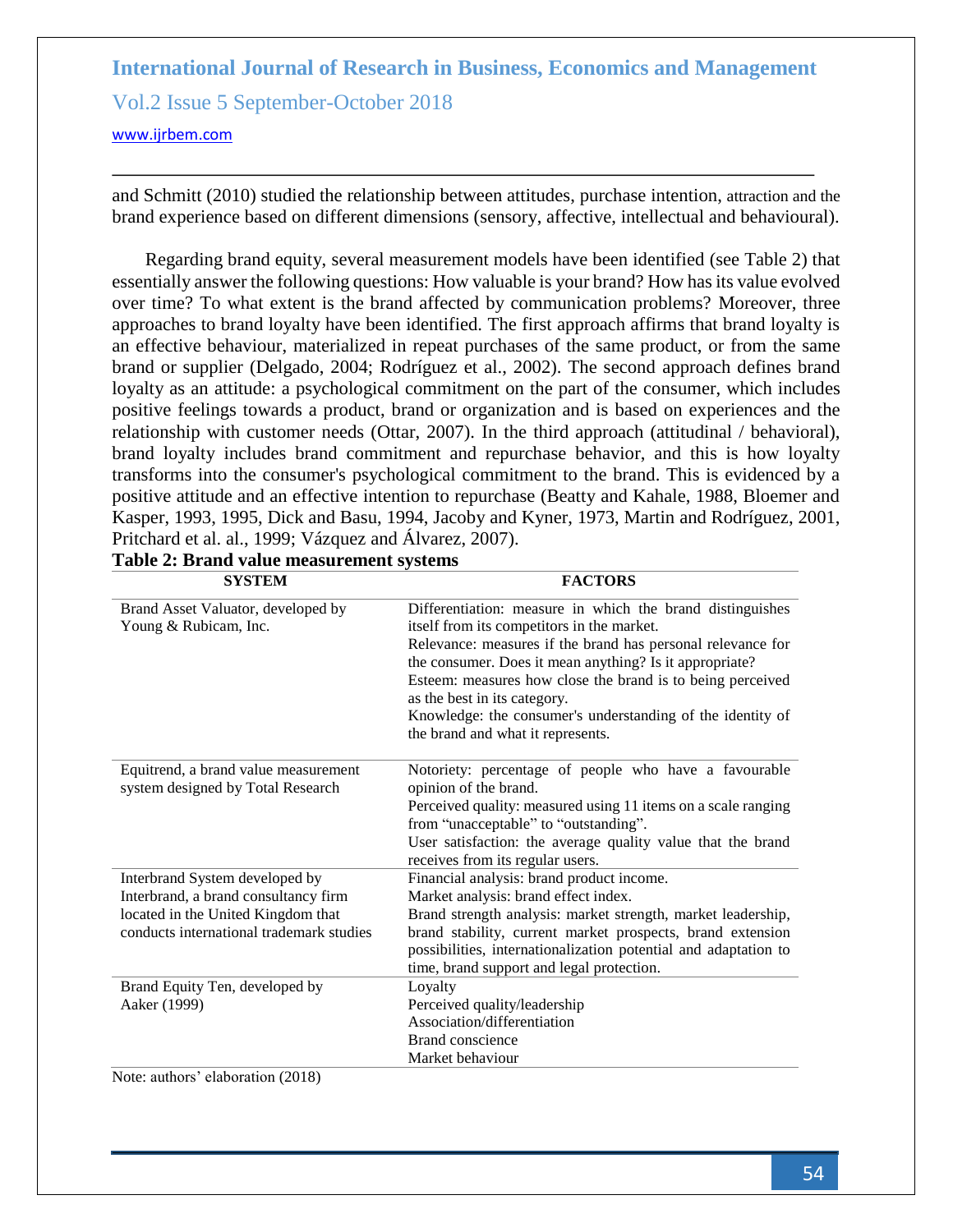and Schmitt (2010) studied the relationship between attitudes, purchase intention, attraction and the brand experience based on different dimensions (sensory, affective, intellectual and behavioural).

Regarding brand equity, several measurement models have been identified (see Table 2) that essentially answer the following questions: How valuable is your brand? How has its value evolved over time? To what extent is the brand affected by communication problems? Moreover, three approaches to brand loyalty have been identified. The first approach affirms that brand loyalty is an effective behaviour, materialized in repeat purchases of the same product, or from the same brand or supplier (Delgado, 2004; Rodríguez et al., 2002). The second approach defines brand loyalty as an attitude: a psychological commitment on the part of the consumer, which includes positive feelings towards a product, brand or organization and is based on experiences and the relationship with customer needs (Ottar, 2007). In the third approach (attitudinal / behavioral), brand loyalty includes brand commitment and repurchase behavior, and this is how loyalty transforms into the consumer's psychological commitment to the brand. This is evidenced by a positive attitude and an effective intention to repurchase (Beatty and Kahale, 1988, Bloemer and Kasper, 1993, 1995, Dick and Basu, 1994, Jacoby and Kyner, 1973, Martin and Rodríguez, 2001, Pritchard et al. al., 1999; Vázquez and Álvarez, 2007).

**Table 2: Brand value measurement systems**

| SYSTEM | FACTORS |
|---|---|
| Brand Asset Valuator, developed by Young & Rubicam, Inc. | Differentiation: measure in which the brand distinguishes itself from its competitors in the market.<br>Relevance: measures if the brand has personal relevance for the consumer. Does it mean anything? Is it appropriate?<br>Esteem: measures how close the brand is to being perceived as the best in its category.<br>Knowledge: the consumer's understanding of the identity of the brand and what it represents. |
| Equitrend, a brand value measurement system designed by Total Research | Notoriety: percentage of people who have a favourable opinion of the brand.<br>Perceived quality: measured using 11 items on a scale ranging from "unacceptable" to "outstanding".<br>User satisfaction: the average quality value that the brand receives from its regular users. |
| Interbrand System developed by Interbrand, a brand consultancy firm located in the United Kingdom that conducts international trademark studies | Financial analysis: brand product income.<br>Market analysis: brand effect index.<br>Brand strength analysis: market strength, market leadership, brand stability, current market prospects, brand extension possibilities, internationalization potential and adaptation to time, brand support and legal protection. |
| Brand Equity Ten, developed by Aaker (1999) | Loyalty<br>Perceived quality/leadership<br>Association/differentiation<br>Brand conscience<br>Market behaviour |

Note: authors' elaboration (2018)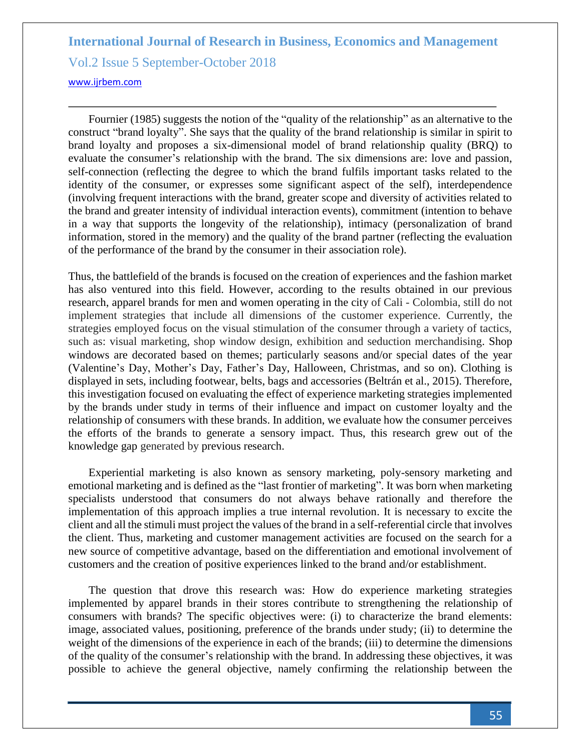Fournier (1985) suggests the notion of the "quality of the relationship" as an alternative to the construct "brand loyalty". She says that the quality of the brand relationship is similar in spirit to brand loyalty and proposes a six-dimensional model of brand relationship quality (BRQ) to evaluate the consumer's relationship with the brand. The six dimensions are: love and passion, self-connection (reflecting the degree to which the brand fulfils important tasks related to the identity of the consumer, or expresses some significant aspect of the self), interdependence (involving frequent interactions with the brand, greater scope and diversity of activities related to the brand and greater intensity of individual interaction events), commitment (intention to behave in a way that supports the longevity of the relationship), intimacy (personalization of brand information, stored in the memory) and the quality of the brand partner (reflecting the evaluation of the performance of the brand by the consumer in their association role).

Thus, the battlefield of the brands is focused on the creation of experiences and the fashion market has also ventured into this field. However, according to the results obtained in our previous research, apparel brands for men and women operating in the city of Cali - Colombia, still do not implement strategies that include all dimensions of the customer experience. Currently, the strategies employed focus on the visual stimulation of the consumer through a variety of tactics, such as: visual marketing, shop window design, exhibition and seduction merchandising. Shop windows are decorated based on themes; particularly seasons and/or special dates of the year (Valentine's Day, Mother's Day, Father's Day, Halloween, Christmas, and so on). Clothing is displayed in sets, including footwear, belts, bags and accessories (Beltrán et al., 2015). Therefore, this investigation focused on evaluating the effect of experience marketing strategies implemented by the brands under study in terms of their influence and impact on customer loyalty and the relationship of consumers with these brands. In addition, we evaluate how the consumer perceives the efforts of the brands to generate a sensory impact. Thus, this research grew out of the knowledge gap generated by previous research.

Experiential marketing is also known as sensory marketing, poly-sensory marketing and emotional marketing and is defined as the "last frontier of marketing". It was born when marketing specialists understood that consumers do not always behave rationally and therefore the implementation of this approach implies a true internal revolution. It is necessary to excite the client and all the stimuli must project the values of the brand in a self-referential circle that involves the client. Thus, marketing and customer management activities are focused on the search for a new source of competitive advantage, based on the differentiation and emotional involvement of customers and the creation of positive experiences linked to the brand and/or establishment.

The question that drove this research was: How do experience marketing strategies implemented by apparel brands in their stores contribute to strengthening the relationship of consumers with brands? The specific objectives were: (i) to characterize the brand elements: image, associated values, positioning, preference of the brands under study; (ii) to determine the weight of the dimensions of the experience in each of the brands; (iii) to determine the dimensions of the quality of the consumer's relationship with the brand. In addressing these objectives, it was possible to achieve the general objective, namely confirming the relationship between the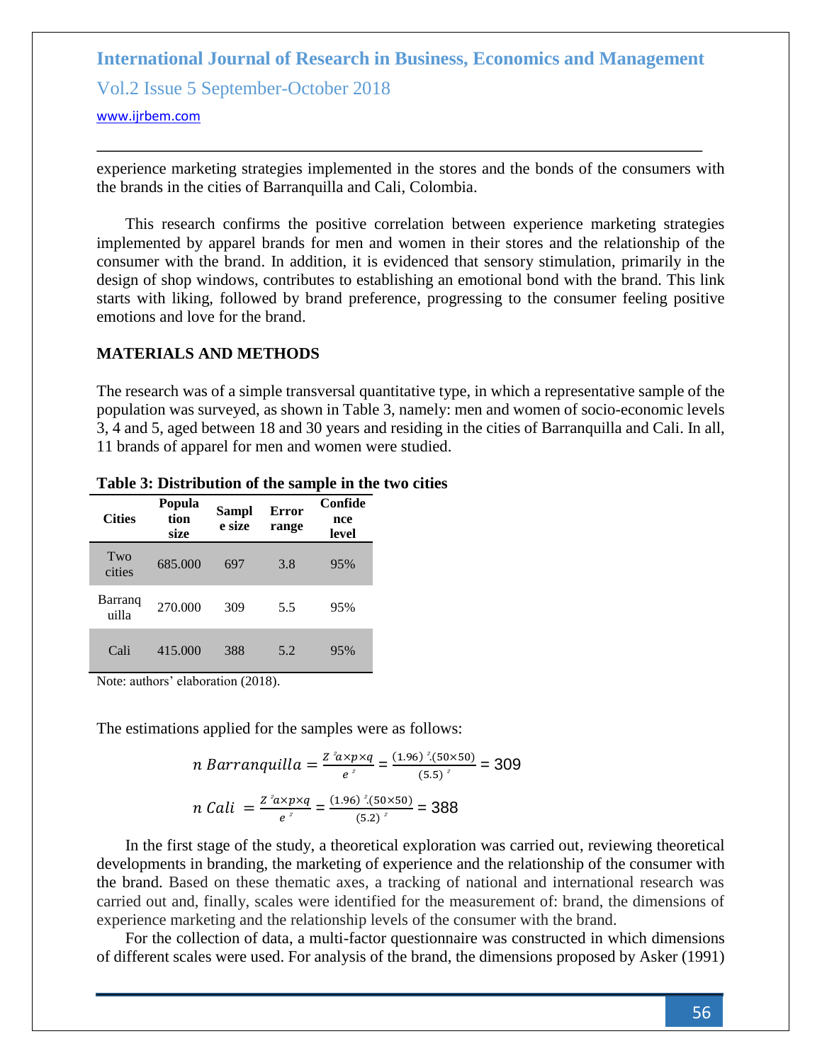experience marketing strategies implemented in the stores and the bonds of the consumers with the brands in the cities of Barranquilla and Cali, Colombia.

This research confirms the positive correlation between experience marketing strategies implemented by apparel brands for men and women in their stores and the relationship of the consumer with the brand. In addition, it is evidenced that sensory stimulation, primarily in the design of shop windows, contributes to establishing an emotional bond with the brand. This link starts with liking, followed by brand preference, progressing to the consumer feeling positive emotions and love for the brand.

## MATERIALS AND METHODS

The research was of a simple transversal quantitative type, in which a representative sample of the population was surveyed, as shown in Table 3, namely: men and women of socio-economic levels 3, 4 and 5, aged between 18 and 30 years and residing in the cities of Barranquilla and Cali. In all, 11 brands of apparel for men and women were studied.

**Table 3: Distribution of the sample in the two cities**

| Cities | Population size | Sample size | Error range | Confidence level |
|---|---|---|---|---|
| Two cities | 685.000 | 697 | 3.8 | 95% |
| Barranquilla | 270.000 | 309 | 5.5 | 95% |
| Cali | 415.000 | 388 | 5.2 | 95% |

Note: authors' elaboration (2018).

The estimations applied for the samples were as follows:

$$n\ Barranquilla = \frac{Z^2 a \times p \times q}{e^2} = \frac{(1.96)^2.(50 \times 50)}{(5.5)^2} = 309$$

$$n\ Cali = \frac{Z^2 a \times p \times q}{e^2} = \frac{(1.96)^2.(50 \times 50)}{(5.2)^2} = 388$$

In the first stage of the study, a theoretical exploration was carried out, reviewing theoretical developments in branding, the marketing of experience and the relationship of the consumer with the brand. Based on these thematic axes, a tracking of national and international research was carried out and, finally, scales were identified for the measurement of: brand, the dimensions of experience marketing and the relationship levels of the consumer with the brand.

For the collection of data, a multi-factor questionnaire was constructed in which dimensions of different scales were used. For analysis of the brand, the dimensions proposed by Asker (1991)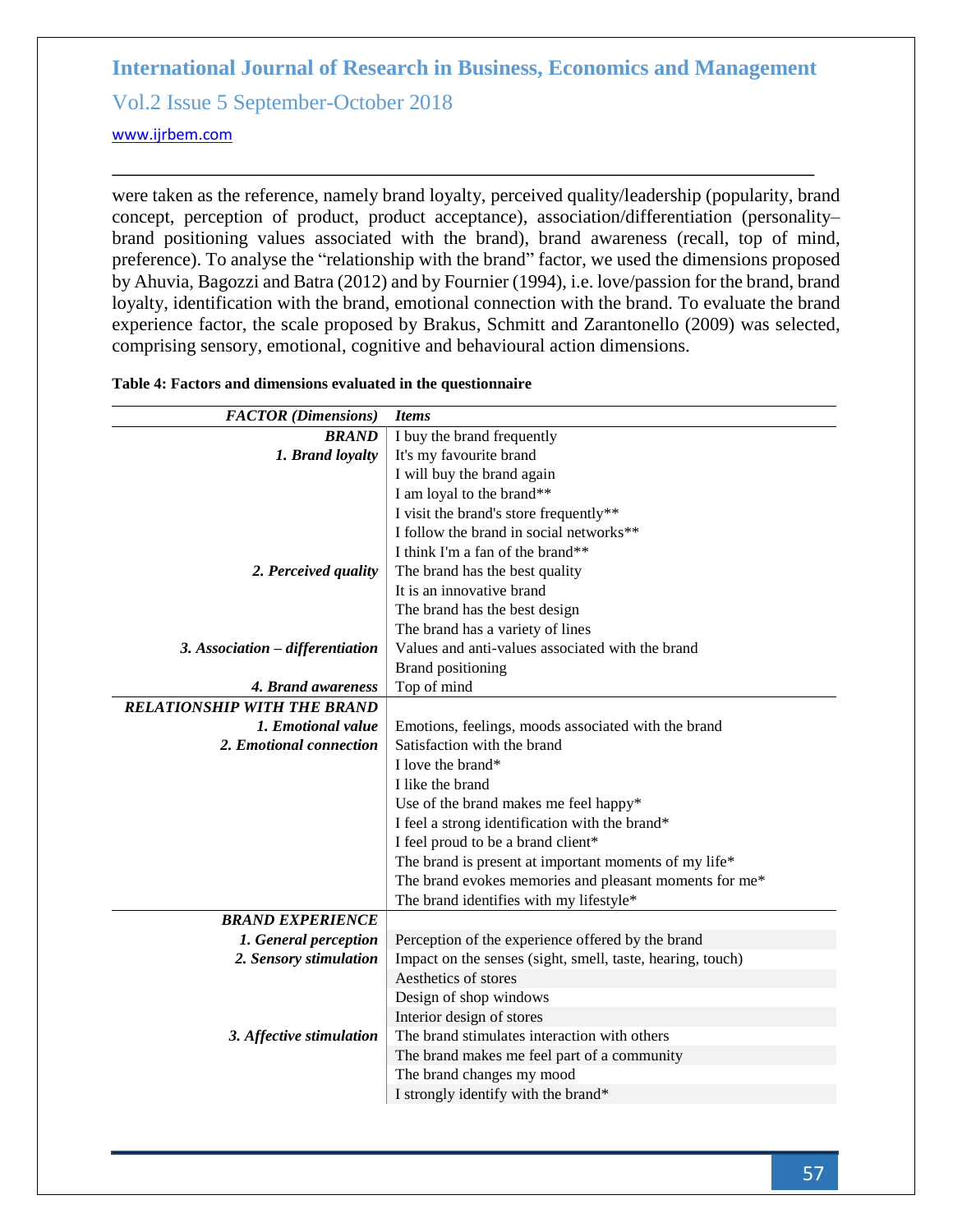were taken as the reference, namely brand loyalty, perceived quality/leadership (popularity, brand concept, perception of product, product acceptance), association/differentiation (personality–brand positioning values associated with the brand), brand awareness (recall, top of mind, preference). To analyse the "relationship with the brand" factor, we used the dimensions proposed by Ahuvia, Bagozzi and Batra (2012) and by Fournier (1994), i.e. love/passion for the brand, brand loyalty, identification with the brand, emotional connection with the brand. To evaluate the brand experience factor, the scale proposed by Brakus, Schmitt and Zarantonello (2009) was selected, comprising sensory, emotional, cognitive and behavioural action dimensions.

**Table 4: Factors and dimensions evaluated in the questionnaire**

| *FACTOR (Dimensions)* | *Items* |
|---|---|
| ***BRAND*** | I buy the brand frequently |
| ***1. Brand loyalty*** | It's my favourite brand |
| | I will buy the brand again |
| | I am loyal to the brand** |
| | I visit the brand's store frequently** |
| | I follow the brand in social networks** |
| | I think I'm a fan of the brand** |
| ***2. Perceived quality*** | The brand has the best quality |
| | It is an innovative brand |
| | The brand has the best design |
| | The brand has a variety of lines |
| ***3. Association – differentiation*** | Values and anti-values associated with the brand |
| | Brand positioning |
| ***4. Brand awareness*** | Top of mind |
| ***RELATIONSHIP WITH THE BRAND*** | |
| ***1. Emotional value*** | Emotions, feelings, moods associated with the brand |
| ***2. Emotional connection*** | Satisfaction with the brand |
| | I love the brand* |
| | I like the brand |
| | Use of the brand makes me feel happy* |
| | I feel a strong identification with the brand* |
| | I feel proud to be a brand client* |
| | The brand is present at important moments of my life* |
| | The brand evokes memories and pleasant moments for me* |
| | The brand identifies with my lifestyle* |
| ***BRAND EXPERIENCE*** | |
| ***1. General perception*** | Perception of the experience offered by the brand |
| ***2. Sensory stimulation*** | Impact on the senses (sight, smell, taste, hearing, touch) |
| | Aesthetics of stores |
| | Design of shop windows |
| | Interior design of stores |
| ***3. Affective stimulation*** | The brand stimulates interaction with others |
| | The brand makes me feel part of a community |
| | The brand changes my mood |
| | I strongly identify with the brand* |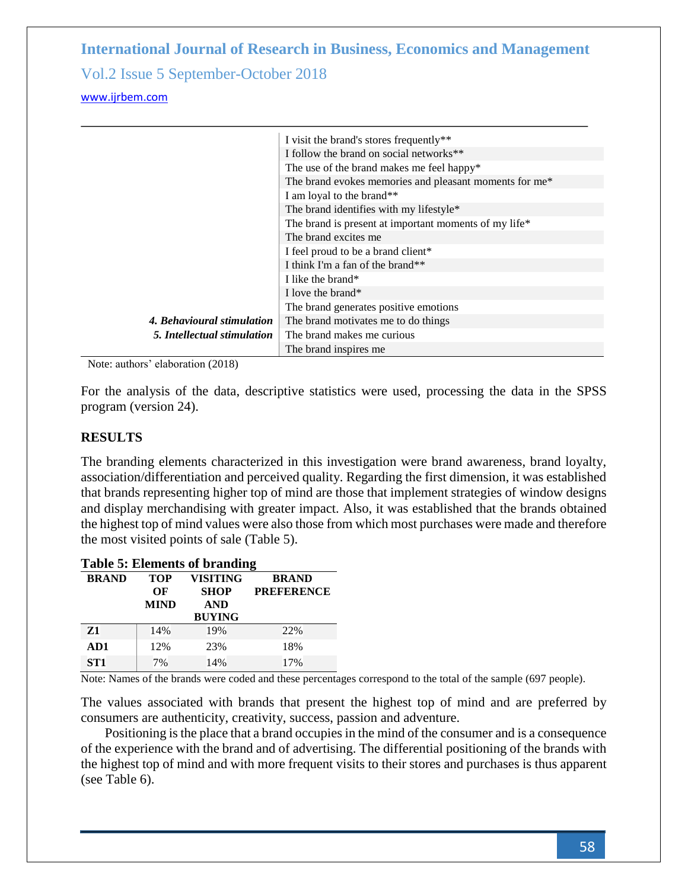| | |
|---|---|
| | I visit the brand's stores frequently** |
| | I follow the brand on social networks** |
| | The use of the brand makes me feel happy* |
| | The brand evokes memories and pleasant moments for me* |
| | I am loyal to the brand** |
| | The brand identifies with my lifestyle* |
| | The brand is present at important moments of my life* |
| | The brand excites me |
| | I feel proud to be a brand client* |
| | I think I'm a fan of the brand** |
| | I like the brand* |
| | I love the brand* |
| | The brand generates positive emotions |
| ***4. Behavioural stimulation*** | The brand motivates me to do things |
| ***5. Intellectual stimulation*** | The brand makes me curious |
| | The brand inspires me |

Note: authors' elaboration (2018)

For the analysis of the data, descriptive statistics were used, processing the data in the SPSS program (version 24).

## RESULTS

The branding elements characterized in this investigation were brand awareness, brand loyalty, association/differentiation and perceived quality. Regarding the first dimension, it was established that brands representing higher top of mind are those that implement strategies of window designs and display merchandising with greater impact. Also, it was established that the brands obtained the highest top of mind values were also those from which most purchases were made and therefore the most visited points of sale (Table 5).

**Table 5: Elements of branding**

| BRAND | TOP OF MIND | VISITING SHOP AND BUYING | BRAND PREFERENCE |
|---|---|---|---|
| **Z1** | 14% | 19% | 22% |
| **AD1** | 12% | 23% | 18% |
| **ST1** | 7% | 14% | 17% |

Note: Names of the brands were coded and these percentages correspond to the total of the sample (697 people).

The values associated with brands that present the highest top of mind and are preferred by consumers are authenticity, creativity, success, passion and adventure.

Positioning is the place that a brand occupies in the mind of the consumer and is a consequence of the experience with the brand and of advertising. The differential positioning of the brands with the highest top of mind and with more frequent visits to their stores and purchases is thus apparent (see Table 6).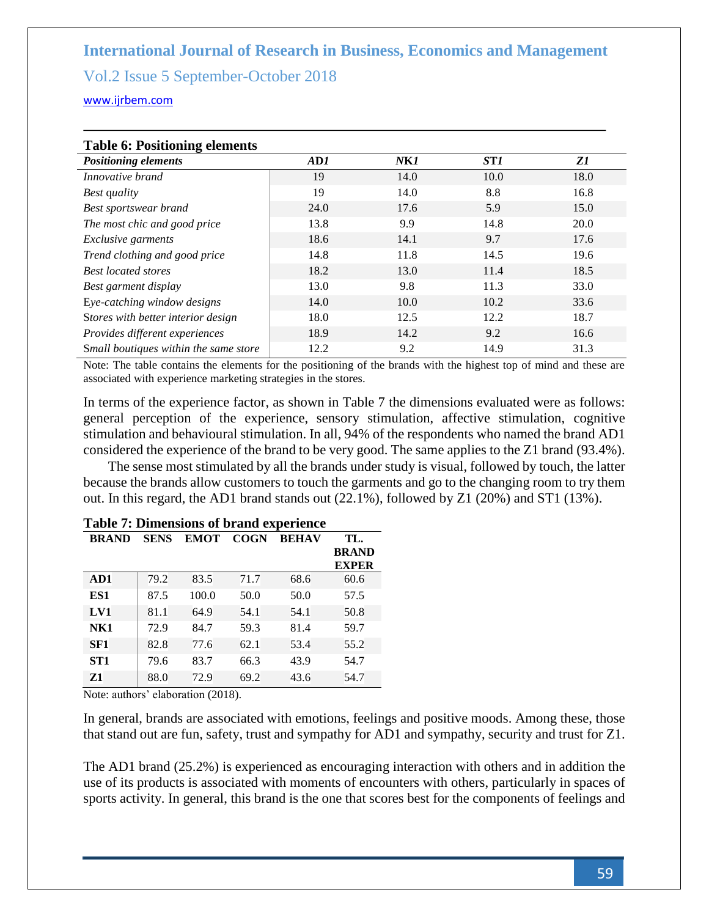**Table 6: Positioning elements**

| *Positioning elements* | *AD1* | *NK1* | *ST1* | *Z1* |
|---|---|---|---|---|
| *Innovative brand* | 19 | 14.0 | 10.0 | 18.0 |
| *Best quality* | 19 | 14.0 | 8.8 | 16.8 |
| *Best sportswear brand* | 24.0 | 17.6 | 5.9 | 15.0 |
| *The most chic and good price* | 13.8 | 9.9 | 14.8 | 20.0 |
| *Exclusive garments* | 18.6 | 14.1 | 9.7 | 17.6 |
| *Trend clothing and good price* | 14.8 | 11.8 | 14.5 | 19.6 |
| *Best located stores* | 18.2 | 13.0 | 11.4 | 18.5 |
| *Best garment display* | 13.0 | 9.8 | 11.3 | 33.0 |
| *Eye-catching window designs* | 14.0 | 10.0 | 10.2 | 33.6 |
| *Stores with better interior design* | 18.0 | 12.5 | 12.2 | 18.7 |
| *Provides different experiences* | 18.9 | 14.2 | 9.2 | 16.6 |
| *Small boutiques within the same store* | 12.2 | 9.2 | 14.9 | 31.3 |

Note: The table contains the elements for the positioning of the brands with the highest top of mind and these are associated with experience marketing strategies in the stores.

In terms of the experience factor, as shown in Table 7 the dimensions evaluated were as follows: general perception of the experience, sensory stimulation, affective stimulation, cognitive stimulation and behavioural stimulation. In all, 94% of the respondents who named the brand AD1 considered the experience of the brand to be very good. The same applies to the Z1 brand (93.4%).

The sense most stimulated by all the brands under study is visual, followed by touch, the latter because the brands allow customers to touch the garments and go to the changing room to try them out. In this regard, the AD1 brand stands out (22.1%), followed by Z1 (20%) and ST1 (13%).

**Table 7: Dimensions of brand experience**

| BRAND | SENS | EMOT | COGN | BEHAV | TL. BRAND EXPER |
|---|---|---|---|---|---|
| **AD1** | 79.2 | 83.5 | 71.7 | 68.6 | 60.6 |
| **ES1** | 87.5 | 100.0 | 50.0 | 50.0 | 57.5 |
| **LV1** | 81.1 | 64.9 | 54.1 | 54.1 | 50.8 |
| **NK1** | 72.9 | 84.7 | 59.3 | 81.4 | 59.7 |
| **SF1** | 82.8 | 77.6 | 62.1 | 53.4 | 55.2 |
| **ST1** | 79.6 | 83.7 | 66.3 | 43.9 | 54.7 |
| **Z1** | 88.0 | 72.9 | 69.2 | 43.6 | 54.7 |

Note: authors' elaboration (2018).

In general, brands are associated with emotions, feelings and positive moods. Among these, those that stand out are fun, safety, trust and sympathy for AD1 and sympathy, security and trust for Z1.

The AD1 brand (25.2%) is experienced as encouraging interaction with others and in addition the use of its products is associated with moments of encounters with others, particularly in spaces of sports activity. In general, this brand is the one that scores best for the components of feelings and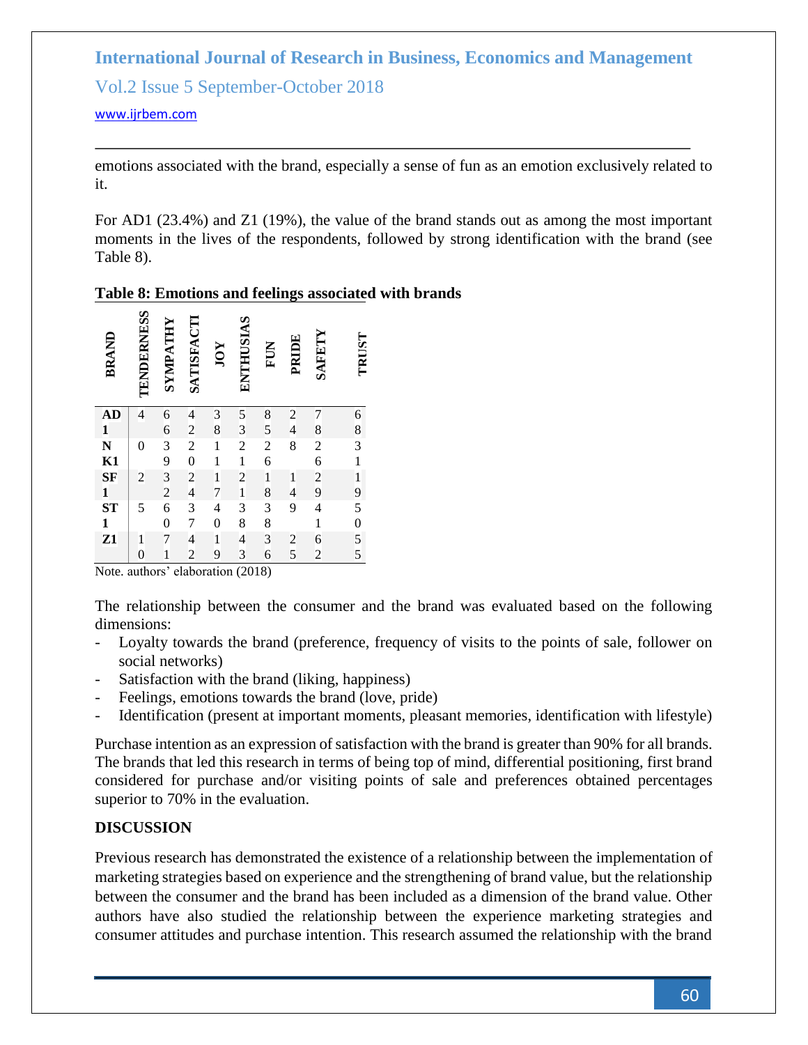emotions associated with the brand, especially a sense of fun as an emotion exclusively related to it.

For AD1 (23.4%) and Z1 (19%), the value of the brand stands out as among the most important moments in the lives of the respondents, followed by strong identification with the brand (see Table 8).

**Table 8: Emotions and feelings associated with brands**

| BRAND | TENDERNESS | SYMPATHY | SATISFACTI | JOY | ENTHUSIAS | FUN | PRIDE | SAFETY | TRUST |
|---|---|---|---|---|---|---|---|---|---|
| AD1 | 4 | 66 | 42 | 38 | 53 | 85 | 24 | 78 | 68 |
| NK1 | 0 | 39 | 20 | 11 | 21 | 26 | 8 | 26 | 31 |
| SF1 | 2 | 32 | 24 | 17 | 21 | 18 | 14 | 29 | 19 |
| ST1 | 5 | 60 | 37 | 40 | 38 | 38 | 9 | 41 | 50 |
| Z1 | 10 | 71 | 42 | 19 | 43 | 36 | 25 | 62 | 55 |

Note. authors' elaboration (2018)

The relationship between the consumer and the brand was evaluated based on the following dimensions:

- Loyalty towards the brand (preference, frequency of visits to the points of sale, follower on social networks)
- Satisfaction with the brand (liking, happiness)
- Feelings, emotions towards the brand (love, pride)
- Identification (present at important moments, pleasant memories, identification with lifestyle)

Purchase intention as an expression of satisfaction with the brand is greater than 90% for all brands. The brands that led this research in terms of being top of mind, differential positioning, first brand considered for purchase and/or visiting points of sale and preferences obtained percentages superior to 70% in the evaluation.

## DISCUSSION

Previous research has demonstrated the existence of a relationship between the implementation of marketing strategies based on experience and the strengthening of brand value, but the relationship between the consumer and the brand has been included as a dimension of the brand value. Other authors have also studied the relationship between the experience marketing strategies and consumer attitudes and purchase intention. This research assumed the relationship with the brand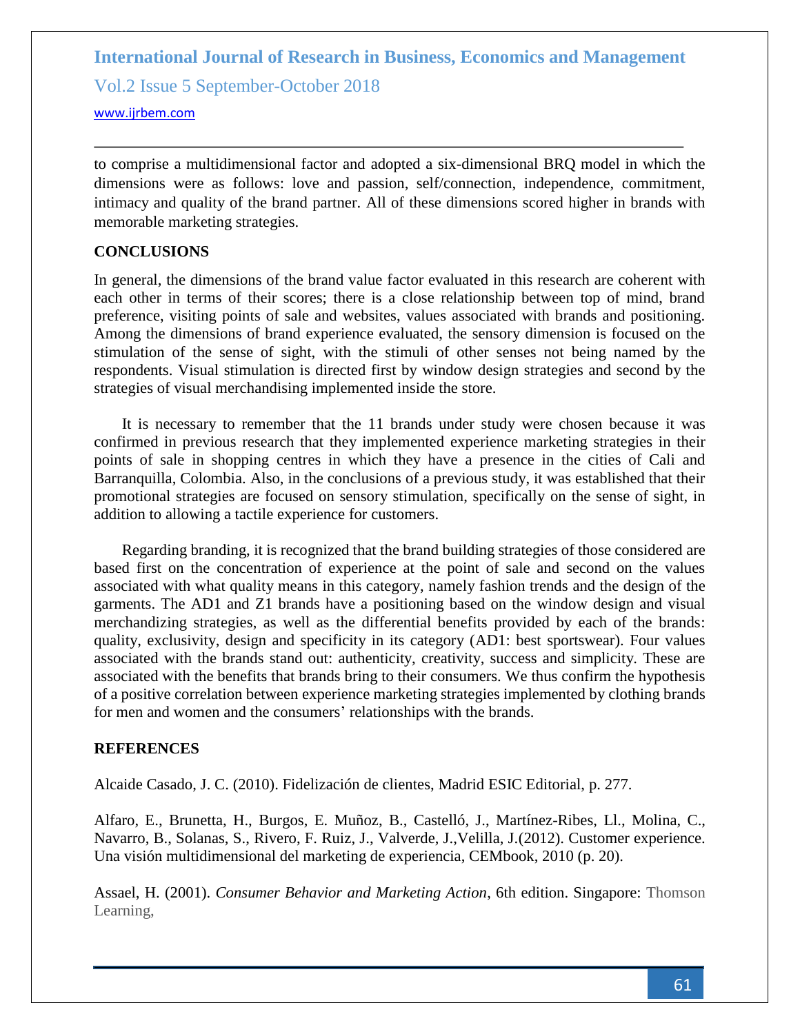to comprise a multidimensional factor and adopted a six-dimensional BRQ model in which the dimensions were as follows: love and passion, self/connection, independence, commitment, intimacy and quality of the brand partner. All of these dimensions scored higher in brands with memorable marketing strategies.

## CONCLUSIONS

In general, the dimensions of the brand value factor evaluated in this research are coherent with each other in terms of their scores; there is a close relationship between top of mind, brand preference, visiting points of sale and websites, values associated with brands and positioning. Among the dimensions of brand experience evaluated, the sensory dimension is focused on the stimulation of the sense of sight, with the stimuli of other senses not being named by the respondents. Visual stimulation is directed first by window design strategies and second by the strategies of visual merchandising implemented inside the store.

It is necessary to remember that the 11 brands under study were chosen because it was confirmed in previous research that they implemented experience marketing strategies in their points of sale in shopping centres in which they have a presence in the cities of Cali and Barranquilla, Colombia. Also, in the conclusions of a previous study, it was established that their promotional strategies are focused on sensory stimulation, specifically on the sense of sight, in addition to allowing a tactile experience for customers.

Regarding branding, it is recognized that the brand building strategies of those considered are based first on the concentration of experience at the point of sale and second on the values associated with what quality means in this category, namely fashion trends and the design of the garments. The AD1 and Z1 brands have a positioning based on the window design and visual merchandizing strategies, as well as the differential benefits provided by each of the brands: quality, exclusivity, design and specificity in its category (AD1: best sportswear). Four values associated with the brands stand out: authenticity, creativity, success and simplicity. These are associated with the benefits that brands bring to their consumers. We thus confirm the hypothesis of a positive correlation between experience marketing strategies implemented by clothing brands for men and women and the consumers' relationships with the brands.

## REFERENCES

Alcaide Casado, J. C. (2010). Fidelización de clientes, Madrid ESIC Editorial, p. 277.

Alfaro, E., Brunetta, H., Burgos, E. Muñoz, B., Castelló, J., Martínez-Ribes, Ll., Molina, C., Navarro, B., Solanas, S., Rivero, F. Ruiz, J., Valverde, J.,Velilla, J.(2012). Customer experience. Una visión multidimensional del marketing de experiencia, CEMbook, 2010 (p. 20).

Assael, H. (2001). *Consumer Behavior and Marketing Action*, 6th edition. Singapore: Thomson Learning,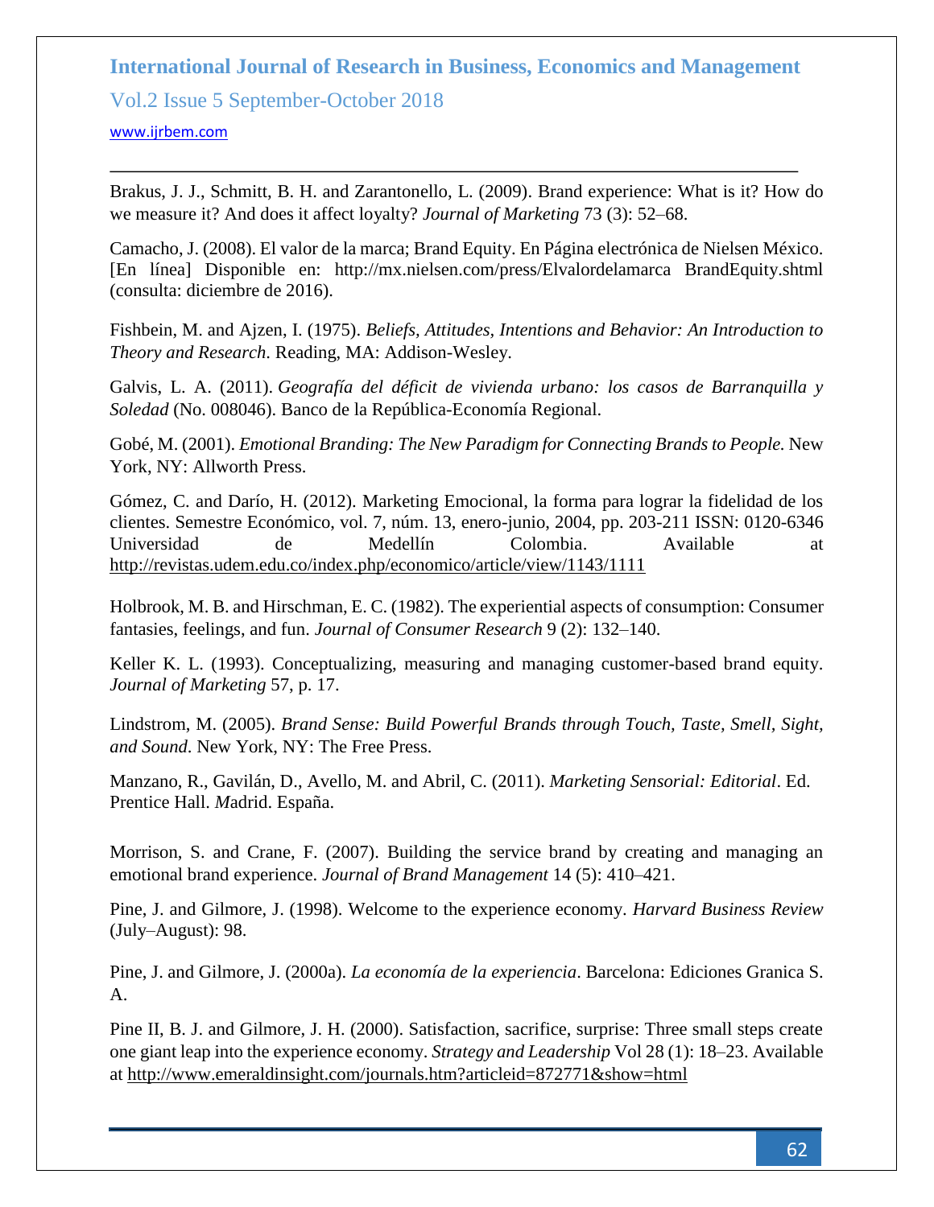Brakus, J. J., Schmitt, B. H. and Zarantonello, L. (2009). Brand experience: What is it? How do we measure it? And does it affect loyalty? *Journal of Marketing* 73 (3): 52–68.

Camacho, J. (2008). El valor de la marca; Brand Equity. En Página electrónica de Nielsen México. [En línea] Disponible en: http://mx.nielsen.com/press/Elvalordelamarca BrandEquity.shtml (consulta: diciembre de 2016).

Fishbein, M. and Ajzen, I. (1975). *Beliefs, Attitudes, Intentions and Behavior: An Introduction to Theory and Research*. Reading, MA: Addison-Wesley.

Galvis, L. A. (2011). *Geografía del déficit de vivienda urbano: los casos de Barranquilla y Soledad* (No. 008046). Banco de la República-Economía Regional.

Gobé, M. (2001). *Emotional Branding: The New Paradigm for Connecting Brands to People.* New York, NY: Allworth Press.

Gómez, C. and Darío, H. (2012). Marketing Emocional, la forma para lograr la fidelidad de los clientes. Semestre Económico, vol. 7, núm. 13, enero-junio, 2004, pp. 203-211 ISSN: 0120-6346 Universidad de Medellín Colombia. Available at http://revistas.udem.edu.co/index.php/economico/article/view/1143/1111

Holbrook, M. B. and Hirschman, E. C. (1982). The experiential aspects of consumption: Consumer fantasies, feelings, and fun. *Journal of Consumer Research* 9 (2): 132–140.

Keller K. L. (1993). Conceptualizing, measuring and managing customer-based brand equity. *Journal of Marketing* 57, p. 17.

Lindstrom, M. (2005). *Brand Sense: Build Powerful Brands through Touch, Taste, Smell, Sight, and Sound*. New York, NY: The Free Press.

Manzano, R., Gavilán, D., Avello, M. and Abril, C. (2011). *Marketing Sensorial: Editorial*. Ed. Prentice Hall. *M*adrid. España.

Morrison, S. and Crane, F. (2007). Building the service brand by creating and managing an emotional brand experience. *Journal of Brand Management* 14 (5): 410–421.

Pine, J. and Gilmore, J. (1998). Welcome to the experience economy. *Harvard Business Review* (July–August): 98.

Pine, J. and Gilmore, J. (2000a). *La economía de la experiencia*. Barcelona: Ediciones Granica S. A.

Pine II, B. J. and Gilmore, J. H. (2000). Satisfaction, sacrifice, surprise: Three small steps create one giant leap into the experience economy. *Strategy and Leadership* Vol 28 (1): 18–23. Available at http://www.emeraldinsight.com/journals.htm?articleid=872771&show=html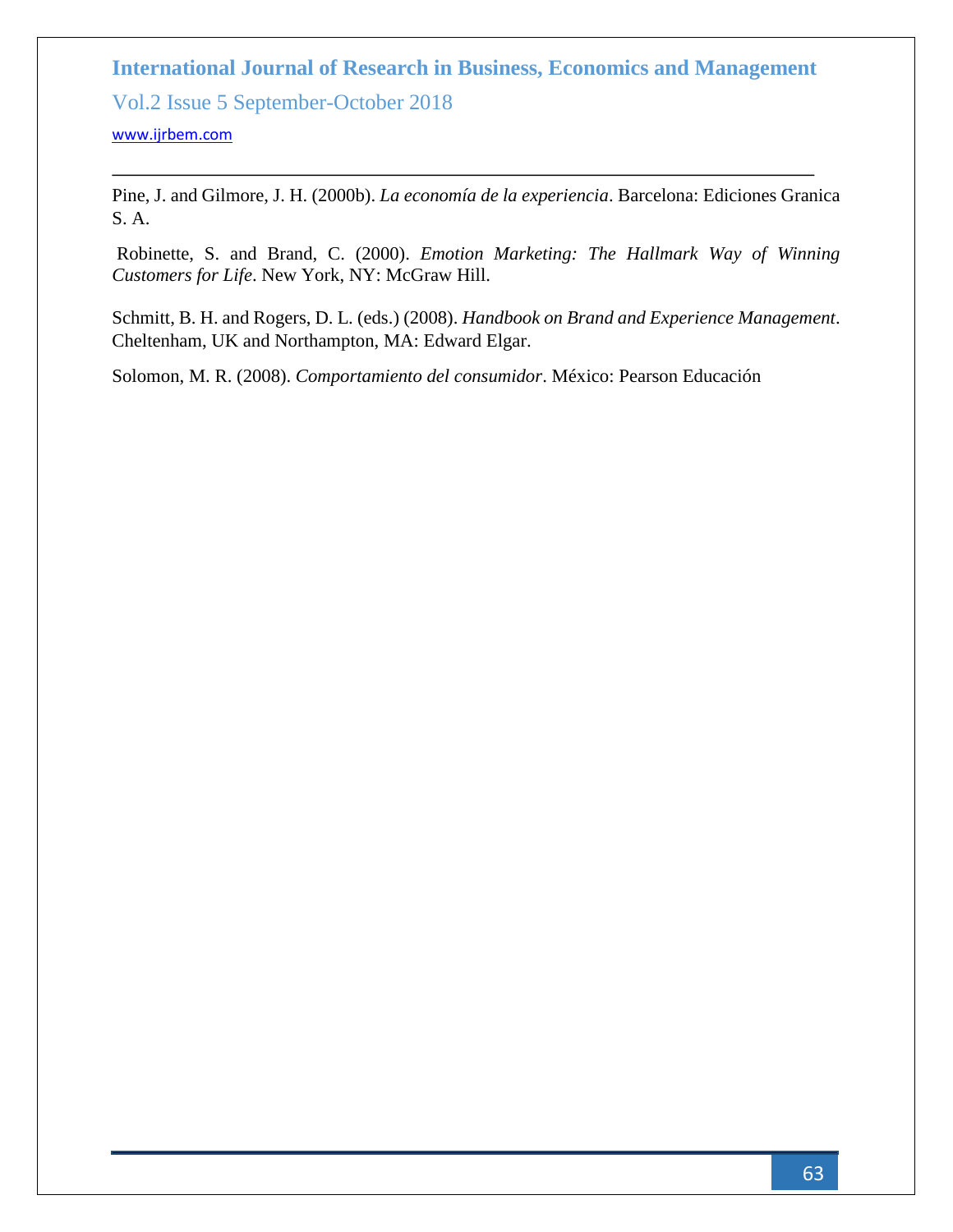Pine, J. and Gilmore, J. H. (2000b). *La economía de la experiencia*. Barcelona: Ediciones Granica S. A.

Robinette, S. and Brand, C. (2000). *Emotion Marketing: The Hallmark Way of Winning Customers for Life*. New York, NY: McGraw Hill.

Schmitt, B. H. and Rogers, D. L. (eds.) (2008). *Handbook on Brand and Experience Management*. Cheltenham, UK and Northampton, MA: Edward Elgar.

Solomon, M. R. (2008). *Comportamiento del consumidor*. México: Pearson Educación